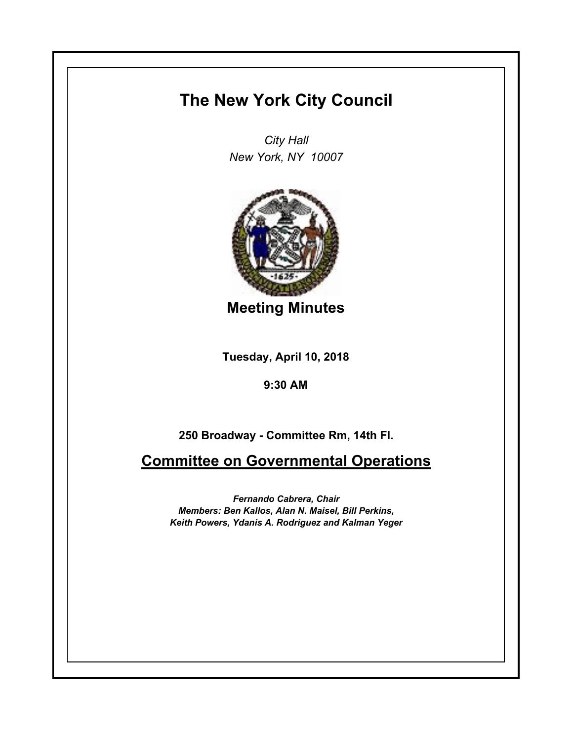# The New York City Council

*City Hall*
*New York, NY 10007*

## Meeting Minutes

**Tuesday, April 10, 2018**

**9:30 AM**

**250 Broadway - Committee Rm, 14th Fl.**

## Committee on Governmental Operations

***Fernando Cabrera, Chair***
***Members: Ben Kallos, Alan N. Maisel, Bill Perkins, Keith Powers, Ydanis A. Rodriguez and Kalman Yeger***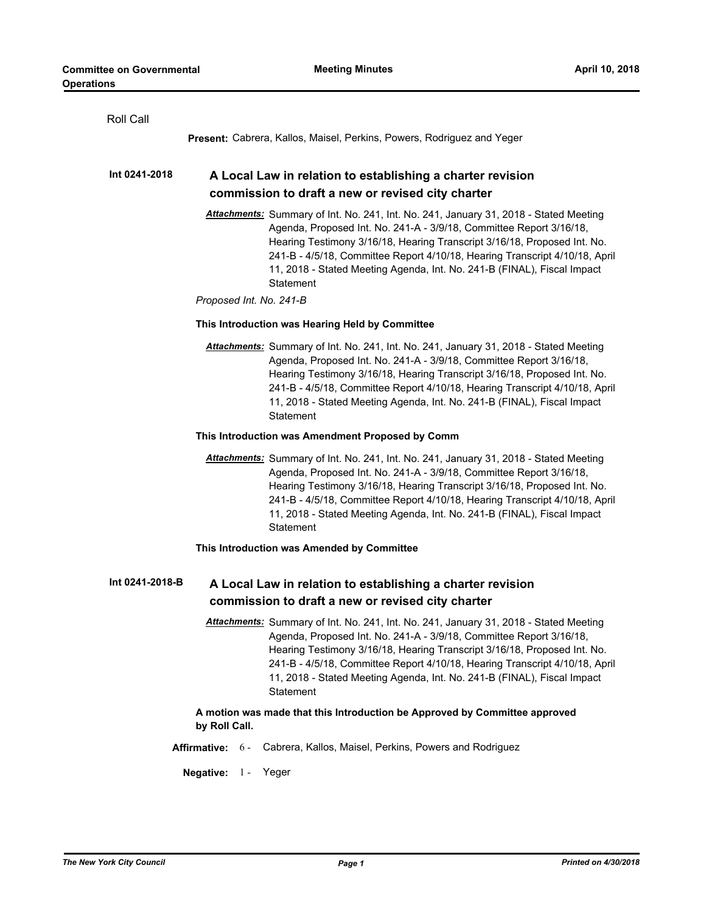Roll Call

**Present:** Cabrera, Kallos, Maisel, Perkins, Powers, Rodriguez and Yeger

**Int 0241-2018** **A Local Law in relation to establishing a charter revision commission to draft a new or revised city charter**

***Attachments:*** Summary of Int. No. 241, Int. No. 241, January 31, 2018 - Stated Meeting Agenda, Proposed Int. No. 241-A - 3/9/18, Committee Report 3/16/18, Hearing Testimony 3/16/18, Hearing Transcript 3/16/18, Proposed Int. No. 241-B - 4/5/18, Committee Report 4/10/18, Hearing Transcript 4/10/18, April 11, 2018 - Stated Meeting Agenda, Int. No. 241-B (FINAL), Fiscal Impact Statement

*Proposed Int. No. 241-B*

**This Introduction was Hearing Held by Committee**

***Attachments:*** Summary of Int. No. 241, Int. No. 241, January 31, 2018 - Stated Meeting Agenda, Proposed Int. No. 241-A - 3/9/18, Committee Report 3/16/18, Hearing Testimony 3/16/18, Hearing Transcript 3/16/18, Proposed Int. No. 241-B - 4/5/18, Committee Report 4/10/18, Hearing Transcript 4/10/18, April 11, 2018 - Stated Meeting Agenda, Int. No. 241-B (FINAL), Fiscal Impact Statement

**This Introduction was Amendment Proposed by Comm**

***Attachments:*** Summary of Int. No. 241, Int. No. 241, January 31, 2018 - Stated Meeting Agenda, Proposed Int. No. 241-A - 3/9/18, Committee Report 3/16/18, Hearing Testimony 3/16/18, Hearing Transcript 3/16/18, Proposed Int. No. 241-B - 4/5/18, Committee Report 4/10/18, Hearing Transcript 4/10/18, April 11, 2018 - Stated Meeting Agenda, Int. No. 241-B (FINAL), Fiscal Impact Statement

**This Introduction was Amended by Committee**

**Int 0241-2018-B** **A Local Law in relation to establishing a charter revision commission to draft a new or revised city charter**

***Attachments:*** Summary of Int. No. 241, Int. No. 241, January 31, 2018 - Stated Meeting Agenda, Proposed Int. No. 241-A - 3/9/18, Committee Report 3/16/18, Hearing Testimony 3/16/18, Hearing Transcript 3/16/18, Proposed Int. No. 241-B - 4/5/18, Committee Report 4/10/18, Hearing Transcript 4/10/18, April 11, 2018 - Stated Meeting Agenda, Int. No. 241-B (FINAL), Fiscal Impact Statement

**A motion was made that this Introduction be Approved by Committee approved by Roll Call.**

**Affirmative:** 6 - Cabrera, Kallos, Maisel, Perkins, Powers and Rodriguez

**Negative:** 1 - Yeger